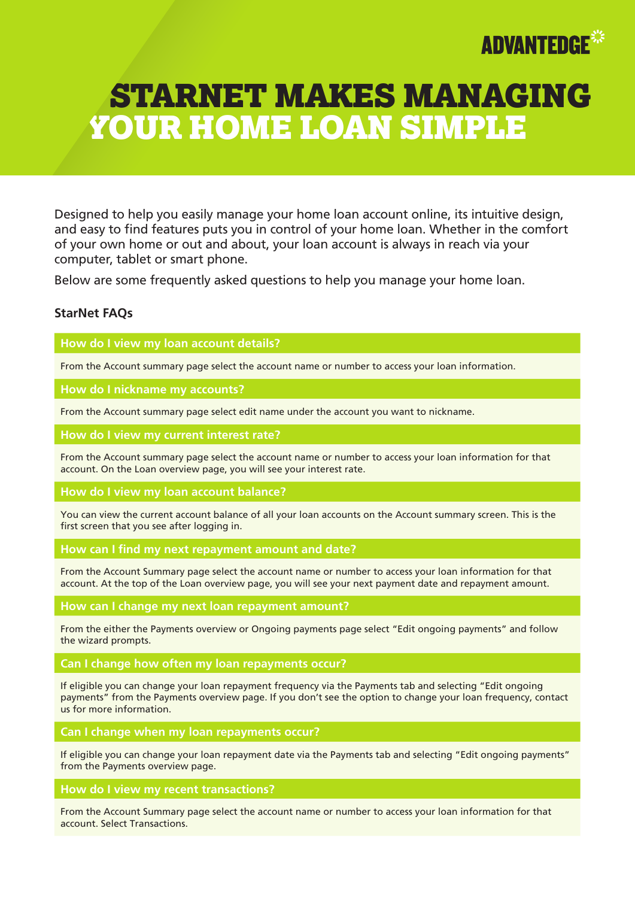ADVANTEDGE

# STARNET MAKES MANAGING YOUR HOME LOAN SIMPLE

Designed to help you easily manage your home loan account online, its intuitive design, and easy to find features puts you in control of your home loan. Whether in the comfort of your own home or out and about, your loan account is always in reach via your computer, tablet or smart phone.

Below are some frequently asked questions to help you manage your home loan.

## StarNet FAQs

### How do I view my loan account details?

From the Account summary page select the account name or number to access your loan information.

### How do I nickname my accounts?

From the Account summary page select edit name under the account you want to nickname.

### How do I view my current interest rate?

From the Account summary page select the account name or number to access your loan information for that account. On the Loan overview page, you will see your interest rate.

### How do I view my loan account balance?

You can view the current account balance of all your loan accounts on the Account summary screen. This is the first screen that you see after logging in.

### How can I find my next repayment amount and date?

From the Account Summary page select the account name or number to access your loan information for that account. At the top of the Loan overview page, you will see your next payment date and repayment amount.

### How can I change my next loan repayment amount?

From the either the Payments overview or Ongoing payments page select "Edit ongoing payments" and follow the wizard prompts.

### Can I change how often my loan repayments occur?

If eligible you can change your loan repayment frequency via the Payments tab and selecting "Edit ongoing payments" from the Payments overview page. If you don't see the option to change your loan frequency, contact us for more information.

### Can I change when my loan repayments occur?

If eligible you can change your loan repayment date via the Payments tab and selecting "Edit ongoing payments" from the Payments overview page.

### How do I view my recent transactions?

From the Account Summary page select the account name or number to access your loan information for that account. Select Transactions.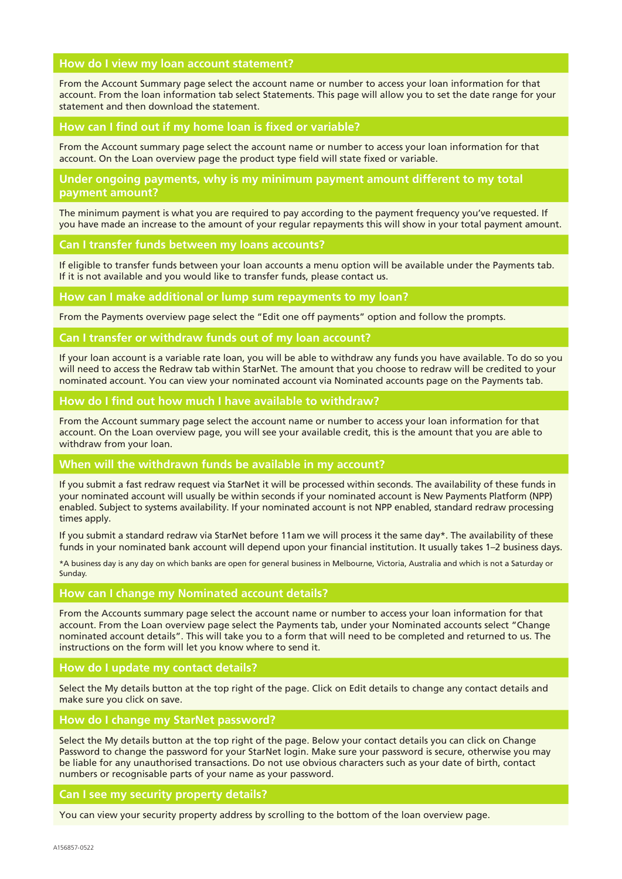## How do I view my loan account statement?

From the Account Summary page select the account name or number to access your loan information for that account. From the loan information tab select Statements. This page will allow you to set the date range for your statement and then download the statement.

## How can I find out if my home loan is fixed or variable?

From the Account summary page select the account name or number to access your loan information for that account. On the Loan overview page the product type field will state fixed or variable.

## Under ongoing payments, why is my minimum payment amount different to my total payment amount?

The minimum payment is what you are required to pay according to the payment frequency you've requested. If you have made an increase to the amount of your regular repayments this will show in your total payment amount.

## Can I transfer funds between my loans accounts?

If eligible to transfer funds between your loan accounts a menu option will be available under the Payments tab. If it is not available and you would like to transfer funds, please contact us.

## How can I make additional or lump sum repayments to my loan?

From the Payments overview page select the "Edit one off payments" option and follow the prompts.

## Can I transfer or withdraw funds out of my loan account?

If your loan account is a variable rate loan, you will be able to withdraw any funds you have available. To do so you will need to access the Redraw tab within StarNet. The amount that you choose to redraw will be credited to your nominated account. You can view your nominated account via Nominated accounts page on the Payments tab.

## How do I find out how much I have available to withdraw?

From the Account summary page select the account name or number to access your loan information for that account. On the Loan overview page, you will see your available credit, this is the amount that you are able to withdraw from your loan.

## When will the withdrawn funds be available in my account?

If you submit a fast redraw request via StarNet it will be processed within seconds. The availability of these funds in your nominated account will usually be within seconds if your nominated account is New Payments Platform (NPP) enabled. Subject to systems availability. If your nominated account is not NPP enabled, standard redraw processing times apply.

If you submit a standard redraw via StarNet before 11am we will process it the same day*. The availability of these funds in your nominated bank account will depend upon your financial institution. It usually takes 1–2 business days.

*A business day is any day on which banks are open for general business in Melbourne, Victoria, Australia and which is not a Saturday or Sunday.

## How can I change my Nominated account details?

From the Accounts summary page select the account name or number to access your loan information for that account. From the Loan overview page select the Payments tab, under your Nominated accounts select "Change nominated account details". This will take you to a form that will need to be completed and returned to us. The instructions on the form will let you know where to send it.

## How do I update my contact details?

Select the My details button at the top right of the page. Click on Edit details to change any contact details and make sure you click on save.

## How do I change my StarNet password?

Select the My details button at the top right of the page. Below your contact details you can click on Change Password to change the password for your StarNet login. Make sure your password is secure, otherwise you may be liable for any unauthorised transactions. Do not use obvious characters such as your date of birth, contact numbers or recognisable parts of your name as your password.

## Can I see my security property details?

You can view your security property address by scrolling to the bottom of the loan overview page.

A156857-0522